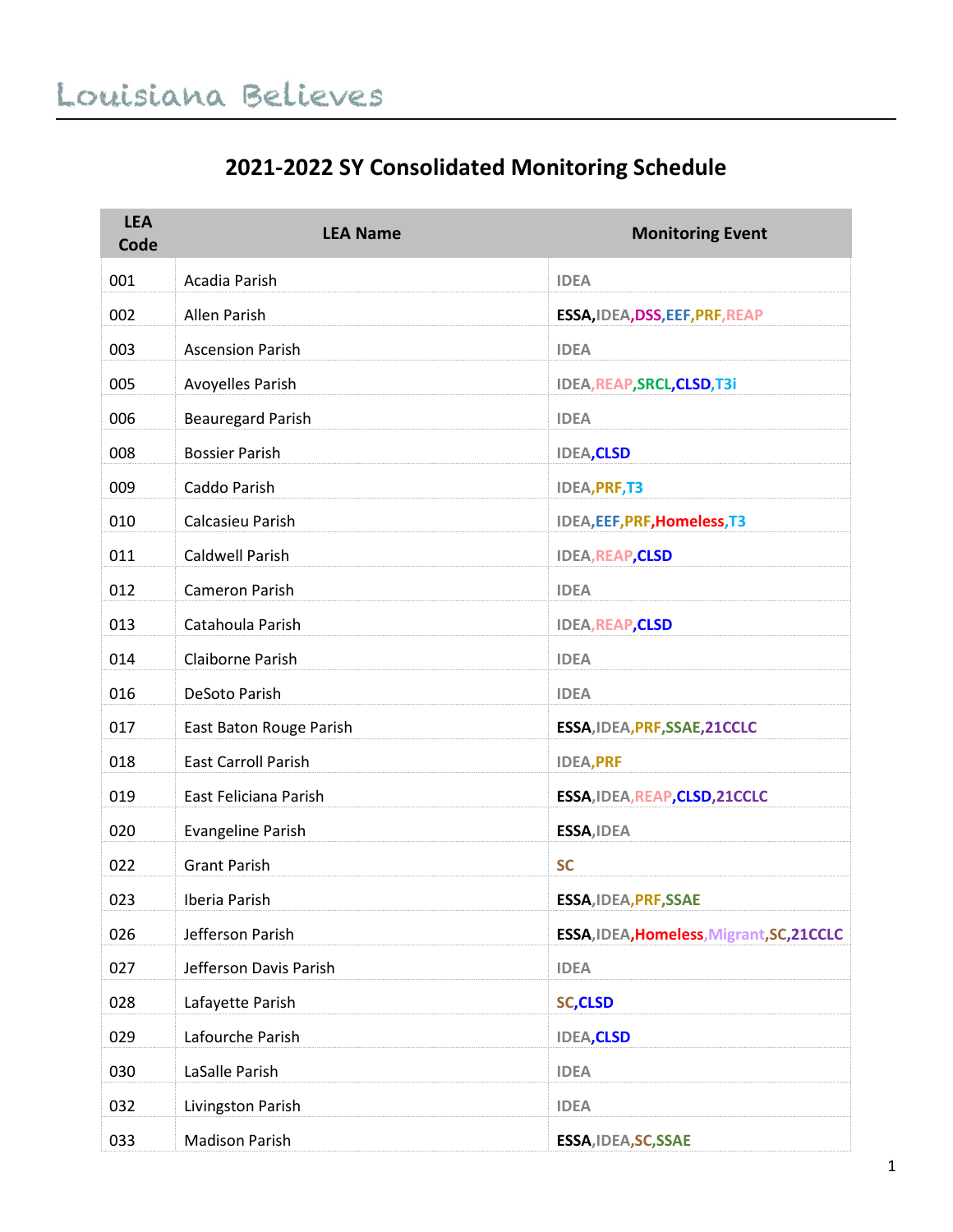Louisiana Believes

# 2021-2022 SY Consolidated Monitoring Schedule

| LEA Code | LEA Name | Monitoring Event |
|---|---|---|
| 001 | Acadia Parish | IDEA |
| 002 | Allen Parish | ESSA,IDEA,DSS,EEF,PRF,REAP |
| 003 | Ascension Parish | IDEA |
| 005 | Avoyelles Parish | IDEA,REAP,SRCL,CLSD,T3i |
| 006 | Beauregard Parish | IDEA |
| 008 | Bossier Parish | IDEA,CLSD |
| 009 | Caddo Parish | IDEA,PRF,T3 |
| 010 | Calcasieu Parish | IDEA,EEF,PRF,Homeless,T3 |
| 011 | Caldwell Parish | IDEA,REAP,CLSD |
| 012 | Cameron Parish | IDEA |
| 013 | Catahoula Parish | IDEA,REAP,CLSD |
| 014 | Claiborne Parish | IDEA |
| 016 | DeSoto Parish | IDEA |
| 017 | East Baton Rouge Parish | ESSA,IDEA,PRF,SSAE,21CCLC |
| 018 | East Carroll Parish | IDEA,PRF |
| 019 | East Feliciana Parish | ESSA,IDEA,REAP,CLSD,21CCLC |
| 020 | Evangeline Parish | ESSA,IDEA |
| 022 | Grant Parish | SC |
| 023 | Iberia Parish | ESSA,IDEA,PRF,SSAE |
| 026 | Jefferson Parish | ESSA,IDEA,Homeless,Migrant,SC,21CCLC |
| 027 | Jefferson Davis Parish | IDEA |
| 028 | Lafayette Parish | SC,CLSD |
| 029 | Lafourche Parish | IDEA,CLSD |
| 030 | LaSalle Parish | IDEA |
| 032 | Livingston Parish | IDEA |
| 033 | Madison Parish | ESSA,IDEA,SC,SSAE |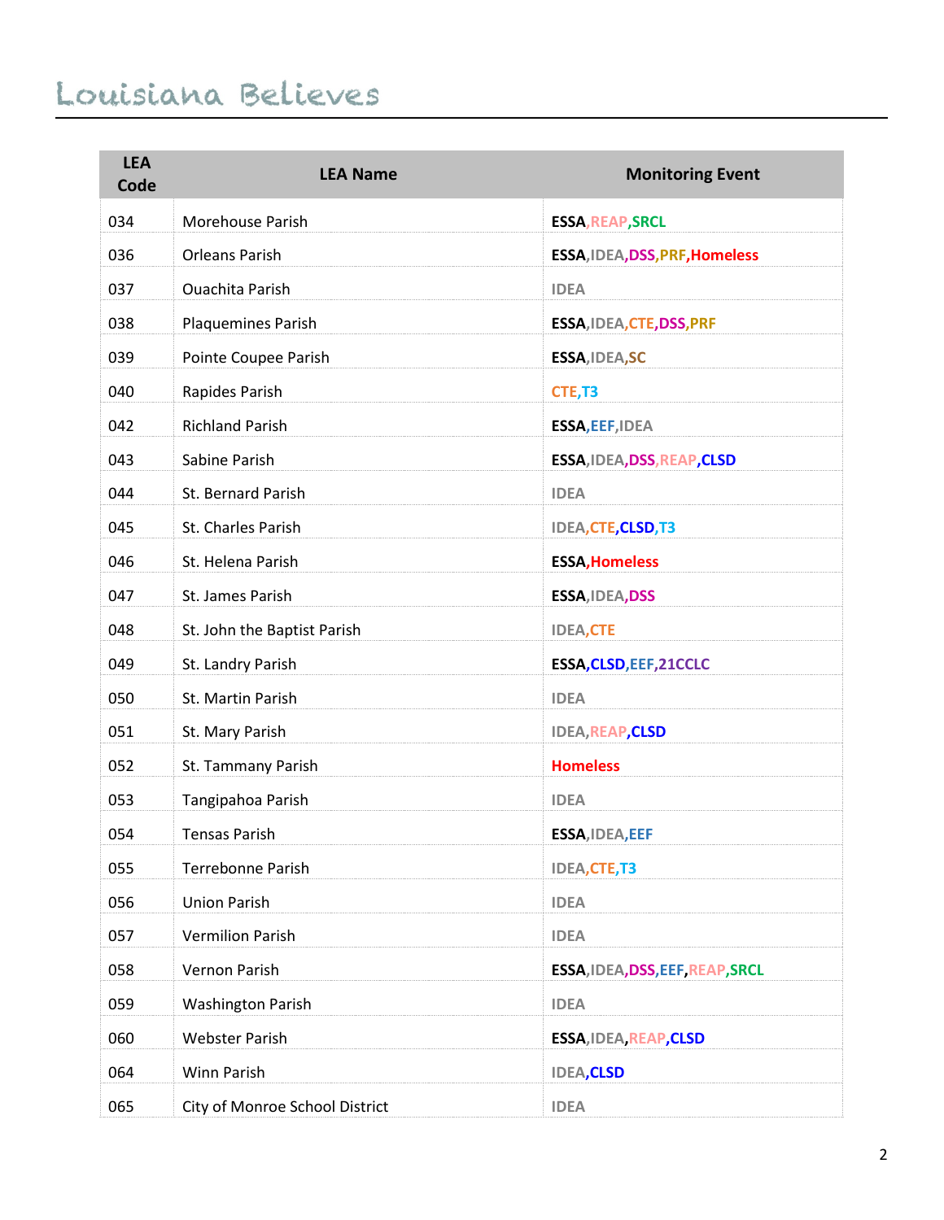| LEA Code | LEA Name | Monitoring Event |
|---|---|---|
| 034 | Morehouse Parish | ESSA,REAP,SRCL |
| 036 | Orleans Parish | ESSA,IDEA,DSS,PRF,Homeless |
| 037 | Ouachita Parish | IDEA |
| 038 | Plaquemines Parish | ESSA,IDEA,CTE,DSS,PRF |
| 039 | Pointe Coupee Parish | ESSA,IDEA,SC |
| 040 | Rapides Parish | CTE,T3 |
| 042 | Richland Parish | ESSA,EEF,IDEA |
| 043 | Sabine Parish | ESSA,IDEA,DSS,REAP,CLSD |
| 044 | St. Bernard Parish | IDEA |
| 045 | St. Charles Parish | IDEA,CTE,CLSD,T3 |
| 046 | St. Helena Parish | ESSA,Homeless |
| 047 | St. James Parish | ESSA,IDEA,DSS |
| 048 | St. John the Baptist Parish | IDEA,CTE |
| 049 | St. Landry Parish | ESSA,CLSD,EEF,21CCLC |
| 050 | St. Martin Parish | IDEA |
| 051 | St. Mary Parish | IDEA,REAP,CLSD |
| 052 | St. Tammany Parish | Homeless |
| 053 | Tangipahoa Parish | IDEA |
| 054 | Tensas Parish | ESSA,IDEA,EEF |
| 055 | Terrebonne Parish | IDEA,CTE,T3 |
| 056 | Union Parish | IDEA |
| 057 | Vermilion Parish | IDEA |
| 058 | Vernon Parish | ESSA,IDEA,DSS,EEF,REAP,SRCL |
| 059 | Washington Parish | IDEA |
| 060 | Webster Parish | ESSA,IDEA,REAP,CLSD |
| 064 | Winn Parish | IDEA,CLSD |
| 065 | City of Monroe School District | IDEA |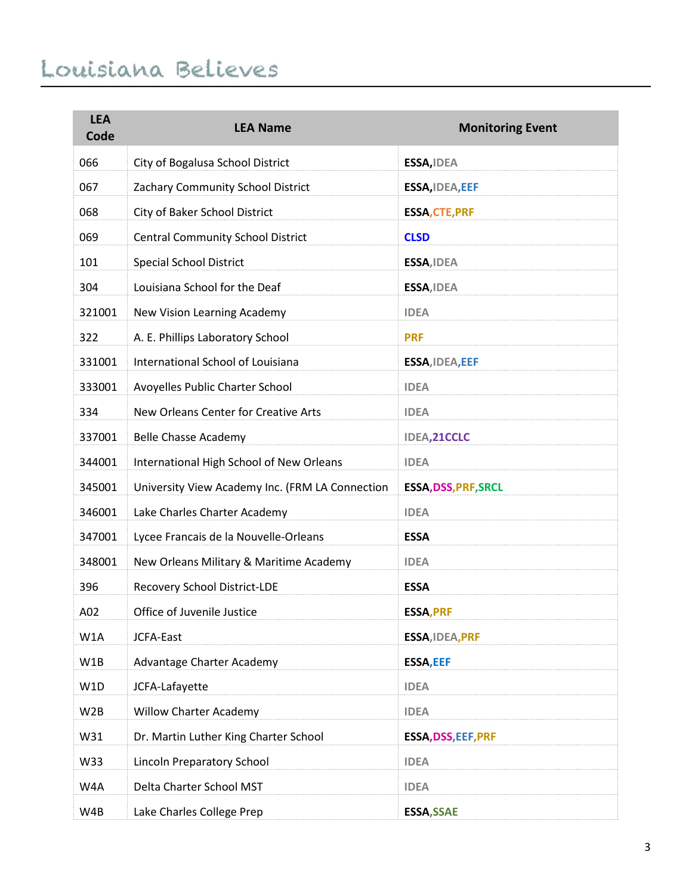| LEA Code | LEA Name | Monitoring Event |
| --- | --- | --- |
| 066 | City of Bogalusa School District | **ESSA**,**IDEA** |
| 067 | Zachary Community School District | **ESSA**,**IDEA**,**EEF** |
| 068 | City of Baker School District | **ESSA**,**CTE**,**PRF** |
| 069 | Central Community School District | **CLSD** |
| 101 | Special School District | **ESSA**,**IDEA** |
| 304 | Louisiana School for the Deaf | **ESSA**,**IDEA** |
| 321001 | New Vision Learning Academy | **IDEA** |
| 322 | A. E. Phillips Laboratory School | **PRF** |
| 331001 | International School of Louisiana | **ESSA**,**IDEA**,**EEF** |
| 333001 | Avoyelles Public Charter School | **IDEA** |
| 334 | New Orleans Center for Creative Arts | **IDEA** |
| 337001 | Belle Chasse Academy | **IDEA**,**21CCLC** |
| 344001 | International High School of New Orleans | **IDEA** |
| 345001 | University View Academy Inc. (FRM LA Connection | **ESSA**,**DSS**,**PRF**,**SRCL** |
| 346001 | Lake Charles Charter Academy | **IDEA** |
| 347001 | Lycee Francais de la Nouvelle-Orleans | **ESSA** |
| 348001 | New Orleans Military & Maritime Academy | **IDEA** |
| 396 | Recovery School District-LDE | **ESSA** |
| A02 | Office of Juvenile Justice | **ESSA**,**PRF** |
| W1A | JCFA-East | **ESSA**,**IDEA**,**PRF** |
| W1B | Advantage Charter Academy | **ESSA**,**EEF** |
| W1D | JCFA-Lafayette | **IDEA** |
| W2B | Willow Charter Academy | **IDEA** |
| W31 | Dr. Martin Luther King Charter School | **ESSA**,**DSS**,**EEF**,**PRF** |
| W33 | Lincoln Preparatory School | **IDEA** |
| W4A | Delta Charter School MST | **IDEA** |
| W4B | Lake Charles College Prep | **ESSA**,**SSAE** |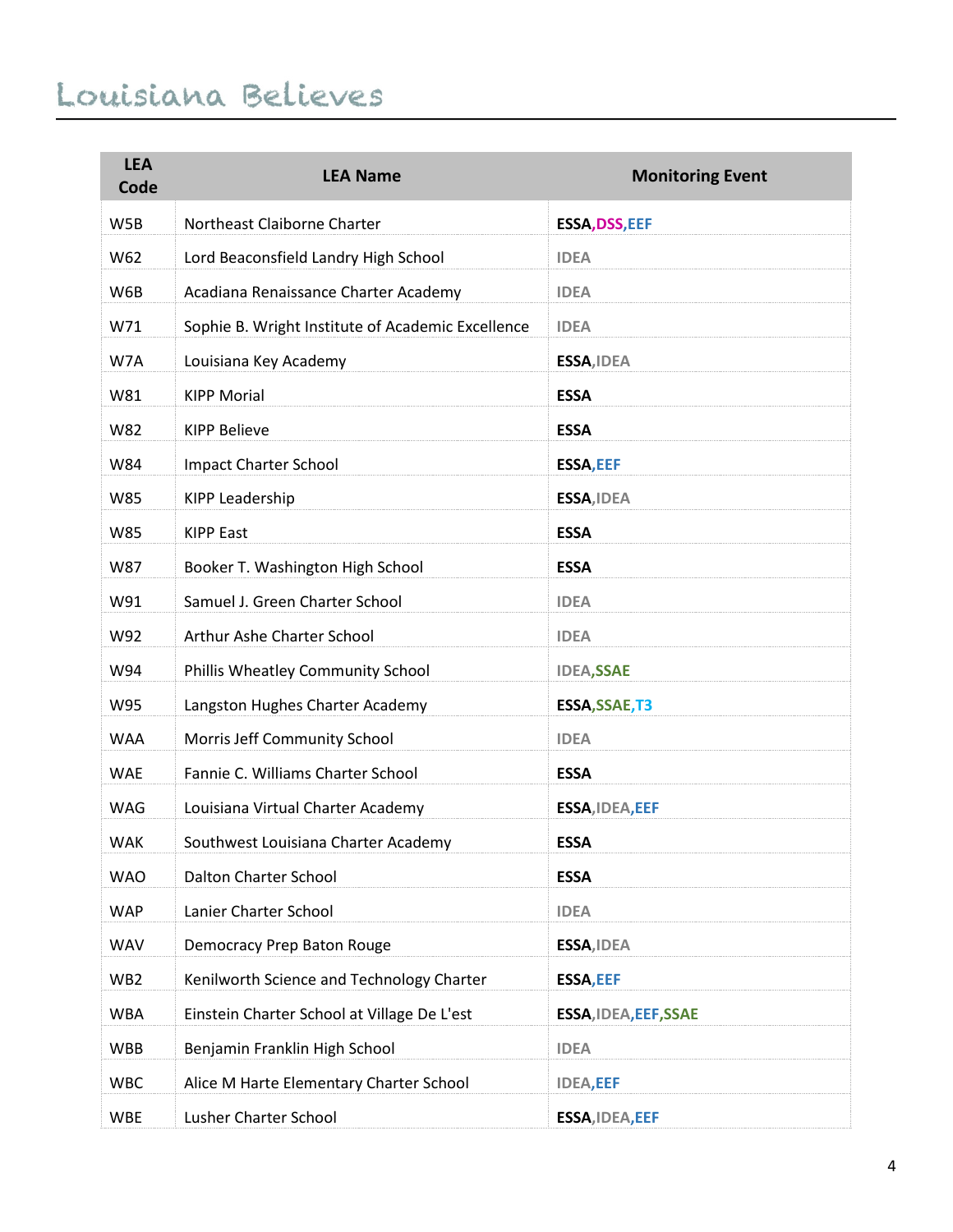| LEA Code | LEA Name | Monitoring Event |
|---|---|---|
| W5B | Northeast Claiborne Charter | ESSA,DSS,EEF |
| W62 | Lord Beaconsfield Landry High School | IDEA |
| W6B | Acadiana Renaissance Charter Academy | IDEA |
| W71 | Sophie B. Wright Institute of Academic Excellence | IDEA |
| W7A | Louisiana Key Academy | ESSA,IDEA |
| W81 | KIPP Morial | ESSA |
| W82 | KIPP Believe | ESSA |
| W84 | Impact Charter School | ESSA,EEF |
| W85 | KIPP Leadership | ESSA,IDEA |
| W85 | KIPP East | ESSA |
| W87 | Booker T. Washington High School | ESSA |
| W91 | Samuel J. Green Charter School | IDEA |
| W92 | Arthur Ashe Charter School | IDEA |
| W94 | Phillis Wheatley Community School | IDEA,SSAE |
| W95 | Langston Hughes Charter Academy | ESSA,SSAE,T3 |
| WAA | Morris Jeff Community School | IDEA |
| WAE | Fannie C. Williams Charter School | ESSA |
| WAG | Louisiana Virtual Charter Academy | ESSA,IDEA,EEF |
| WAK | Southwest Louisiana Charter Academy | ESSA |
| WAO | Dalton Charter School | ESSA |
| WAP | Lanier Charter School | IDEA |
| WAV | Democracy Prep Baton Rouge | ESSA,IDEA |
| WB2 | Kenilworth Science and Technology Charter | ESSA,EEF |
| WBA | Einstein Charter School at Village De L'est | ESSA,IDEA,EEF,SSAE |
| WBB | Benjamin Franklin High School | IDEA |
| WBC | Alice M Harte Elementary Charter School | IDEA,EEF |
| WBE | Lusher Charter School | ESSA,IDEA,EEF |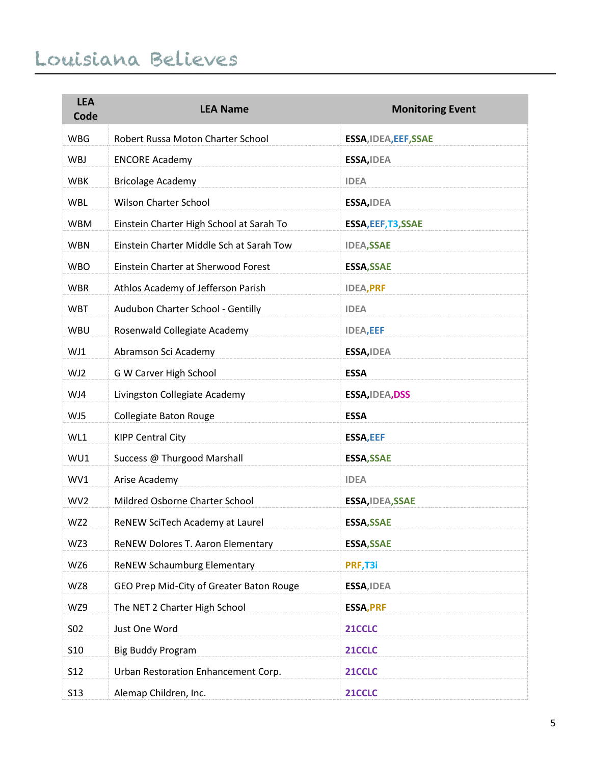| LEA Code | LEA Name | Monitoring Event |
|---|---|---|
| WBG | Robert Russa Moton Charter School | ESSA,IDEA,EEF,SSAE |
| WBJ | ENCORE Academy | ESSA,IDEA |
| WBK | Bricolage Academy | IDEA |
| WBL | Wilson Charter School | ESSA,IDEA |
| WBM | Einstein Charter High School at Sarah To | ESSA,EEF,T3,SSAE |
| WBN | Einstein Charter Middle Sch at Sarah Tow | IDEA,SSAE |
| WBO | Einstein Charter at Sherwood Forest | ESSA,SSAE |
| WBR | Athlos Academy of Jefferson Parish | IDEA,PRF |
| WBT | Audubon Charter School - Gentilly | IDEA |
| WBU | Rosenwald Collegiate Academy | IDEA,EEF |
| WJ1 | Abramson Sci Academy | ESSA,IDEA |
| WJ2 | G W Carver High School | ESSA |
| WJ4 | Livingston Collegiate Academy | ESSA,IDEA,DSS |
| WJ5 | Collegiate Baton Rouge | ESSA |
| WL1 | KIPP Central City | ESSA,EEF |
| WU1 | Success @ Thurgood Marshall | ESSA,SSAE |
| WV1 | Arise Academy | IDEA |
| WV2 | Mildred Osborne Charter School | ESSA,IDEA,SSAE |
| WZ2 | ReNEW SciTech Academy at Laurel | ESSA,SSAE |
| WZ3 | ReNEW Dolores T. Aaron Elementary | ESSA,SSAE |
| WZ6 | ReNEW Schaumburg Elementary | PRF,T3i |
| WZ8 | GEO Prep Mid-City of Greater Baton Rouge | ESSA,IDEA |
| WZ9 | The NET 2 Charter High School | ESSA,PRF |
| S02 | Just One Word | 21CCLC |
| S10 | Big Buddy Program | 21CCLC |
| S12 | Urban Restoration Enhancement Corp. | 21CCLC |
| S13 | Alemap Children, Inc. | 21CCLC |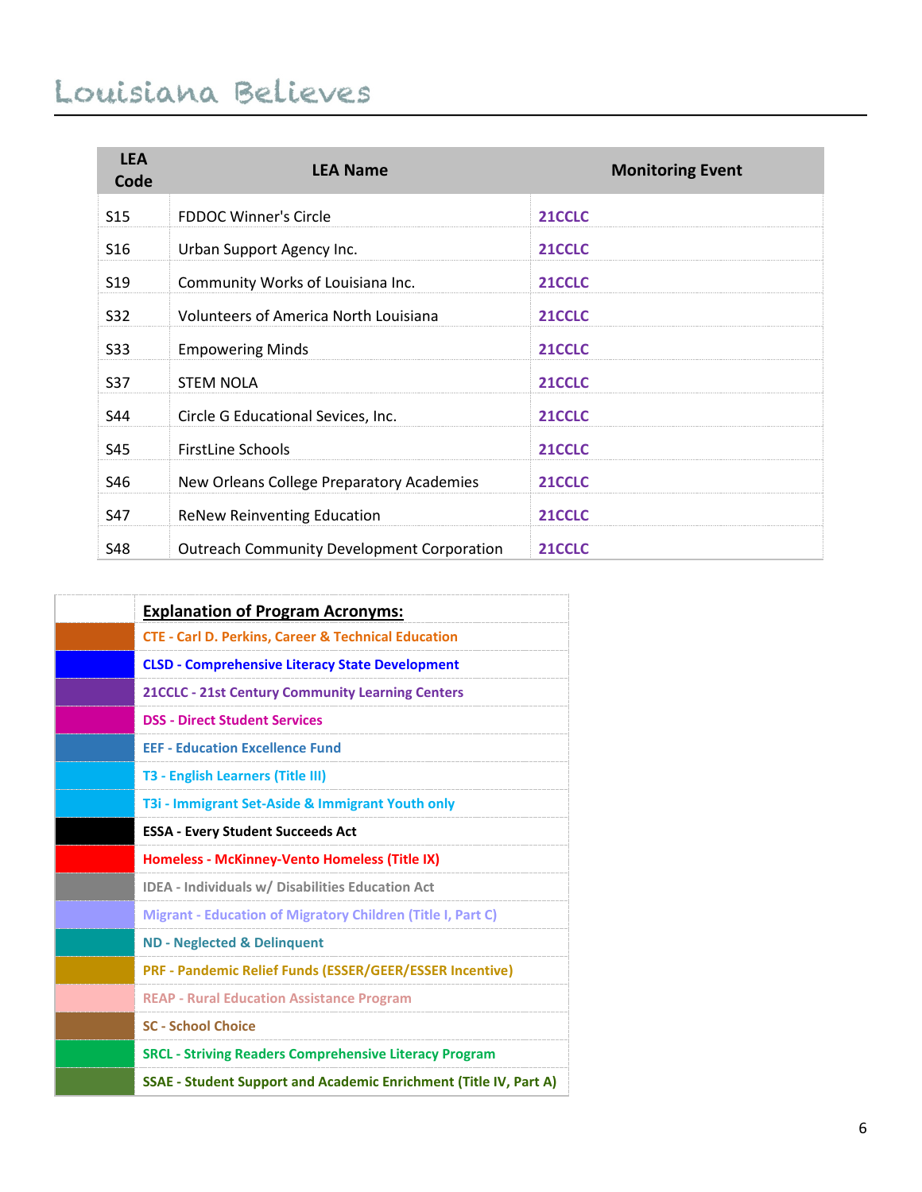| LEA Code | LEA Name | Monitoring Event |
|---|---|---|
| S15 | FDDOC Winner's Circle | 21CCLC |
| S16 | Urban Support Agency Inc. | 21CCLC |
| S19 | Community Works of Louisiana Inc. | 21CCLC |
| S32 | Volunteers of America North Louisiana | 21CCLC |
| S33 | Empowering Minds | 21CCLC |
| S37 | STEM NOLA | 21CCLC |
| S44 | Circle G Educational Sevices, Inc. | 21CCLC |
| S45 | FirstLine Schools | 21CCLC |
| S46 | New Orleans College Preparatory Academies | 21CCLC |
| S47 | ReNew Reinventing Education | 21CCLC |
| S48 | Outreach Community Development Corporation | 21CCLC |

| | **Explanation of Program Acronyms:** |
|---|---|
| | **CTE - Carl D. Perkins, Career & Technical Education** |
| | **CLSD - Comprehensive Literacy State Development** |
| | **21CCLC - 21st Century Community Learning Centers** |
| | **DSS - Direct Student Services** |
| | **EEF - Education Excellence Fund** |
| | **T3 - English Learners (Title III)** |
| | **T3i - Immigrant Set-Aside & Immigrant Youth only** |
| | **ESSA - Every Student Succeeds Act** |
| | **Homeless - McKinney-Vento Homeless (Title IX)** |
| | **IDEA - Individuals w/ Disabilities Education Act** |
| | **Migrant - Education of Migratory Children (Title I, Part C)** |
| | **ND - Neglected & Delinquent** |
| | **PRF - Pandemic Relief Funds (ESSER/GEER/ESSER Incentive)** |
| | **REAP - Rural Education Assistance Program** |
| | **SC - School Choice** |
| | **SRCL - Striving Readers Comprehensive Literacy Program** |
| | **SSAE - Student Support and Academic Enrichment (Title IV, Part A)** |